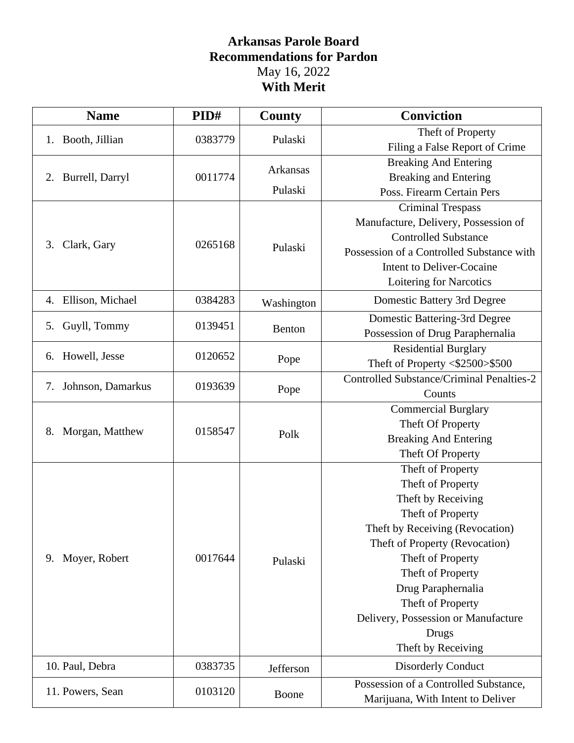# Arkansas Parole Board
## Recommendations for Pardon
May 16, 2022
**With Merit**

| Name | PID# | County | Conviction |
|---|---|---|---|
| 1. Booth, Jillian | 0383779 | Pulaski | Theft of Property<br>Filing a False Report of Crime |
| 2. Burrell, Darryl | 0011774 | Arkansas<br>Pulaski | Breaking And Entering<br>Breaking and Entering<br>Poss. Firearm Certain Pers |
| 3. Clark, Gary | 0265168 | Pulaski | Criminal Trespass<br>Manufacture, Delivery, Possession of Controlled Substance<br>Possession of a Controlled Substance with Intent to Deliver-Cocaine<br>Loitering for Narcotics |
| 4. Ellison, Michael | 0384283 | Washington | Domestic Battery 3rd Degree |
| 5. Guyll, Tommy | 0139451 | Benton | Domestic Battering-3rd Degree<br>Possession of Drug Paraphernalia |
| 6. Howell, Jesse | 0120652 | Pope | Residential Burglary<br>Theft of Property <$2500>$500 |
| 7. Johnson, Damarkus | 0193639 | Pope | Controlled Substance/Criminal Penalties-2 Counts |
| 8. Morgan, Matthew | 0158547 | Polk | Commercial Burglary<br>Theft Of Property<br>Breaking And Entering<br>Theft Of Property |
| 9. Moyer, Robert | 0017644 | Pulaski | Theft of Property<br>Theft of Property<br>Theft by Receiving<br>Theft of Property<br>Theft by Receiving (Revocation)<br>Theft of Property (Revocation)<br>Theft of Property<br>Theft of Property<br>Drug Paraphernalia<br>Theft of Property<br>Delivery, Possession or Manufacture Drugs<br>Theft by Receiving |
| 10. Paul, Debra | 0383735 | Jefferson | Disorderly Conduct |
| 11. Powers, Sean | 0103120 | Boone | Possession of a Controlled Substance, Marijuana, With Intent to Deliver |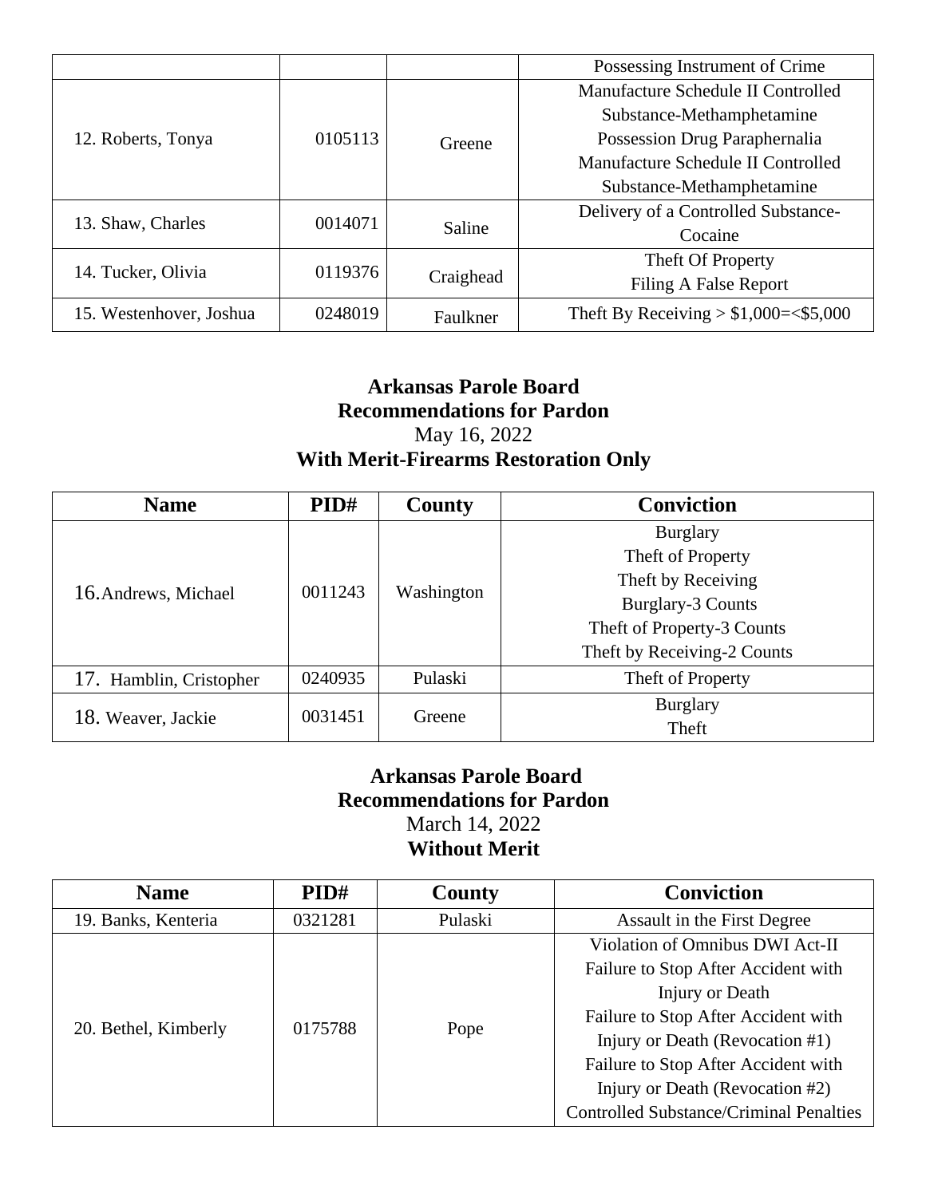| | | | |
|---|---|---|---|
| | | | Possessing Instrument of Crime |
| 12. Roberts, Tonya | 0105113 | Greene | Manufacture Schedule II Controlled Substance-Methamphetamine<br>Possession Drug Paraphernalia<br>Manufacture Schedule II Controlled Substance-Methamphetamine |
| 13. Shaw, Charles | 0014071 | Saline | Delivery of a Controlled Substance-Cocaine |
| 14. Tucker, Olivia | 0119376 | Craighead | Theft Of Property<br>Filing A False Report |
| 15. Westenhover, Joshua | 0248019 | Faulkner | Theft By Receiving > $1,000=<$5,000 |

**Arkansas Parole Board**
**Recommendations for Pardon**
May 16, 2022
**With Merit-Firearms Restoration Only**

| Name | PID# | County | Conviction |
|---|---|---|---|
| 16. Andrews, Michael | 0011243 | Washington | Burglary<br>Theft of Property<br>Theft by Receiving<br>Burglary-3 Counts<br>Theft of Property-3 Counts<br>Theft by Receiving-2 Counts |
| 17. Hamblin, Cristopher | 0240935 | Pulaski | Theft of Property |
| 18. Weaver, Jackie | 0031451 | Greene | Burglary<br>Theft |

**Arkansas Parole Board**
**Recommendations for Pardon**
March 14, 2022
**Without Merit**

| Name | PID# | County | Conviction |
|---|---|---|---|
| 19. Banks, Kenteria | 0321281 | Pulaski | Assault in the First Degree |
| 20. Bethel, Kimberly | 0175788 | Pope | Violation of Omnibus DWI Act-II<br>Failure to Stop After Accident with Injury or Death<br>Failure to Stop After Accident with Injury or Death (Revocation #1)<br>Failure to Stop After Accident with Injury or Death (Revocation #2)<br>Controlled Substance/Criminal Penalties |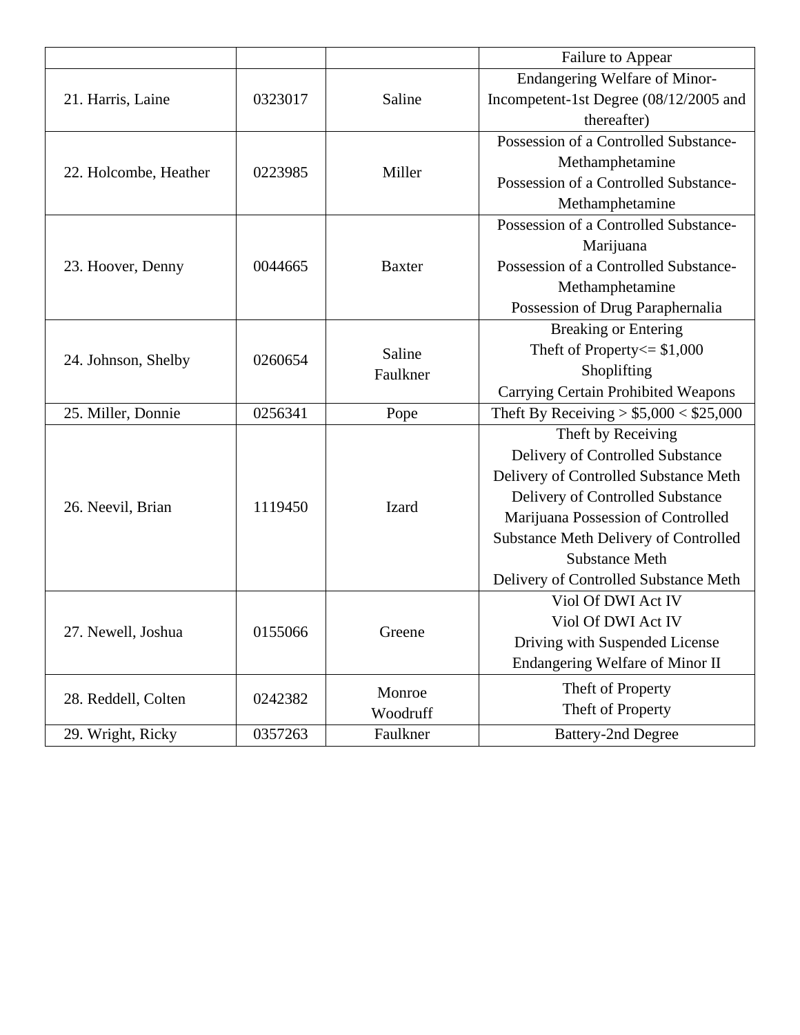| | | | |
|---|---|---|---|
| | | | Failure to Appear |
| 21. Harris, Laine | 0323017 | Saline | Endangering Welfare of Minor-Incompetent-1st Degree (08/12/2005 and thereafter) |
| 22. Holcombe, Heather | 0223985 | Miller | Possession of a Controlled Substance-Methamphetamine<br>Possession of a Controlled Substance-Methamphetamine |
| 23. Hoover, Denny | 0044665 | Baxter | Possession of a Controlled Substance-Marijuana<br>Possession of a Controlled Substance-Methamphetamine<br>Possession of Drug Paraphernalia |
| 24. Johnson, Shelby | 0260654 | Saline<br>Faulkner | Breaking or Entering<br>Theft of Property<= $1,000<br>Shoplifting<br>Carrying Certain Prohibited Weapons |
| 25. Miller, Donnie | 0256341 | Pope | Theft By Receiving > $5,000 < $25,000 |
| 26. Neevil, Brian | 1119450 | Izard | Theft by Receiving<br>Delivery of Controlled Substance<br>Delivery of Controlled Substance Meth<br>Delivery of Controlled Substance<br>Marijuana Possession of Controlled Substance Meth Delivery of Controlled Substance Meth<br>Delivery of Controlled Substance Meth |
| 27. Newell, Joshua | 0155066 | Greene | Viol Of DWI Act IV<br>Viol Of DWI Act IV<br>Driving with Suspended License<br>Endangering Welfare of Minor II |
| 28. Reddell, Colten | 0242382 | Monroe<br>Woodruff | Theft of Property<br>Theft of Property |
| 29. Wright, Ricky | 0357263 | Faulkner | Battery-2nd Degree |